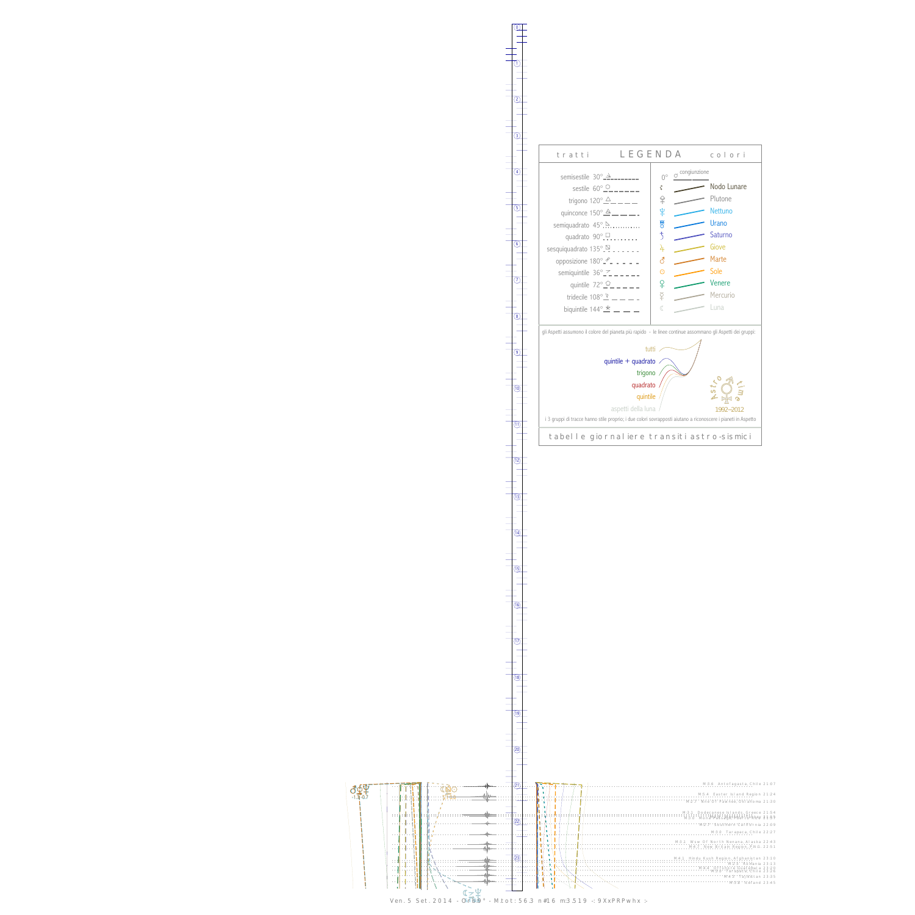## LEGENDA

**tratti**

- semisestile 30°
- sestile 60°
- trigono 120°
- quinconce 150°
- semiquadrato 45°
- quadrato 90°
- sesquiquadrato 135°
- opposizione 180°
- semiquintile 36°
- quintile 72°
- tridecile 108°
- biquintile 144°

**colori**

- 0° congiunzione
- Nodo Lunare
- Plutone
- Nettuno
- Urano
- Saturno
- Giove
- Marte
- Sole
- Venere
- Mercurio
- Luna

gli Aspetti assumono il colore del pianeta più rapido - le linee continue assommano gli Aspetti dei gruppi:

- tutti
- quintile + quadrato
- trigono
- quadrato
- quintile
- aspetti della luna

Astro time 1992–2012

i 3 gruppi di tracce hanno stile proprio; i due colori sovrapposti aiutano a riconoscere i pianeti in Aspetto

tabelle giornaliere transiti astro-sismici

- M3.8 Antofagasta, Chile 21:07
- M5.4 Easter Island Region 21:24
- M3.7 NNW Of Pawnee, Oklahoma 21:30
- M3.1 Dodecanese Islands, Greece 21:54
- M3.2 Southern California 22:09
- M3.0 Tarapaca, Chile 22:27
- M3.1 WSW Of North Nenana, Alaska 22:43
- M4.7 New Britain Region, P.N.G. 22:51
- M4.1 Hindu Kush Region, Afghanistan 23:10
- M2.9 Romania 23:13
- M4.4 Offshore Guatemala 23:20
- M3.6 Tarapaca, Chile 23:29
- M4.0 Tajikistan 23:35
- M3.8 Iceland 23:45

Ven. 5 Set. 2014 - Orb 9° - Mtot: 56.3 n#16 m3.519 -: 9XxPRPwhx :-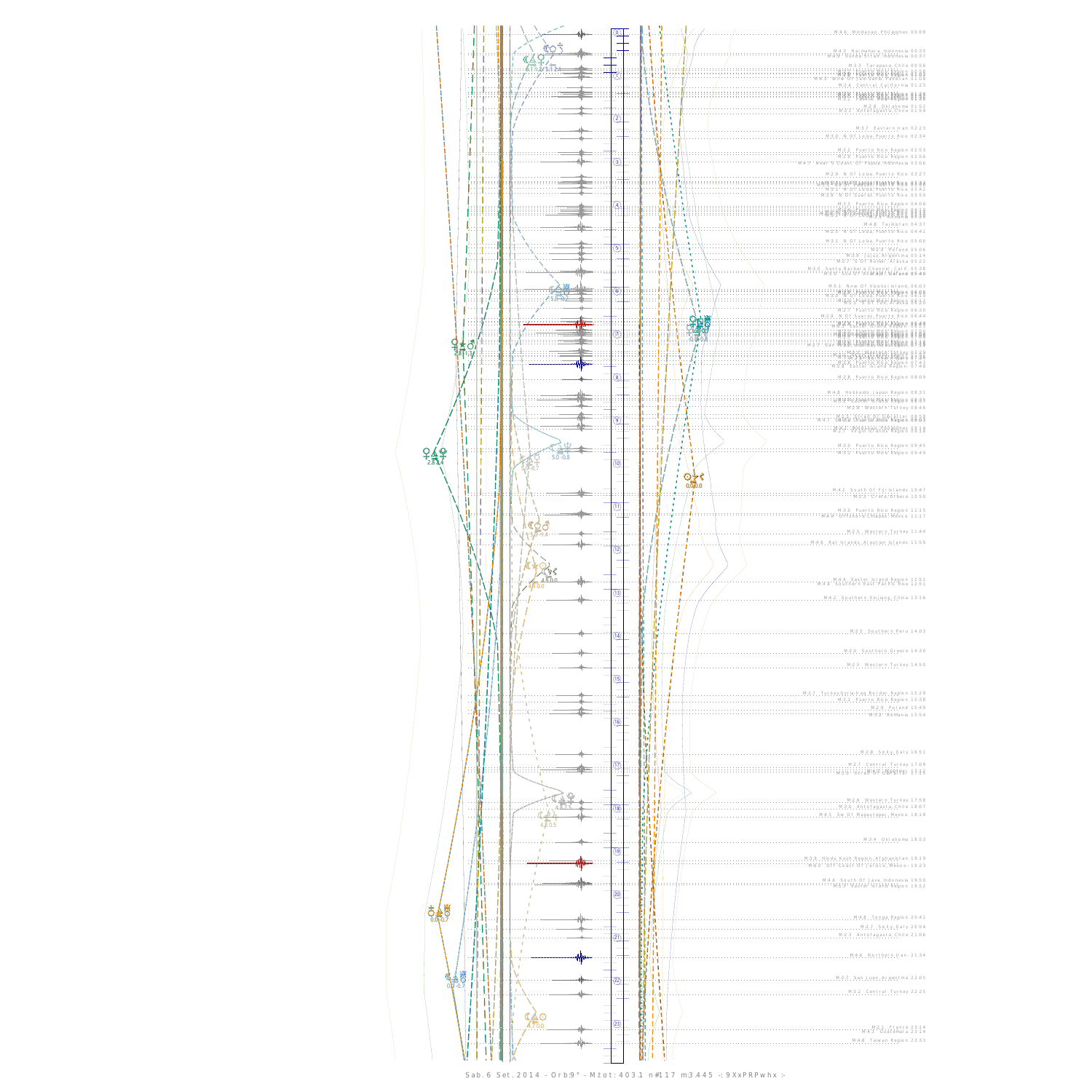M4.6 Mindanao, Philippines 00:09

M4.3 Halmahera, Indonesia 00:35

M4.7 Banda Sea, Indonesia 00:37

M3.3 Tarapaca, Chile 00:56

M2.9 Puerto Rico Region 01:02

M4.5 Mona Of Jan Sarah, Yucatan 01:08

M2.4 Central California 01:23

M2.8 Oklahoma 01:52

M3.1 Antofagasta, Chile 01:59

M3.7 Eastern Iran 02:23

M3.0 N Of Loiza, Puerto Rico 02:34

M3.2 Puerto Rico Region 02:53

M2.9 Puerto Rico Region 02:56

M4.0 Near S Coast Of Papua, Indonesia 03:06

M2.9 N Of Loiza, Puerto Rico 03:27

M3.1 N Of Loiza, Puerto Rico 03:42

M2.9 N Of Suarez, Puerto Rico 03:50

M3.3 Puerto Rico Region 04:08

M4.8 Tajikistan 04:37

M2.5 N Of Loiza, Puerto Rico 04:41

M3.1 N Of Loiza, Puerto Rico 05:00

M2.9 Poland 05:06

M3.9 Jujuy, Argentina 05:14

M3.7 S Of Rainier, Alaska 05:22

M3.0 Santa Barbara Channel, Calif. 05:38

M3.1 Iceland 05:40

M5.1 New Of Vavau Island 06:03

M2.7 Puerto Rico Region 06:30

M2.6 N Of Suarez, Puerto Rico 06:44

M2.8 Easter Island Region 07:46

M2.8 Puerto Rico Region 08:09

M4.8 Hokkaido, Japan Region 08:31

M2.8 Western Turkey 08:46

M3.0 Puerto Rico Region 09:45

M3.2 Puerto Rico Region 09:49

M4.2 South Of Fiji Islands 10:47

M2.3 Crete, Greece 10:50

M3.0 Puerto Rico Region 11:15

M4.9 Offshore Chiapas, Mexico 11:17

M2.5 Western Turkey 11:44

M4.4 Rat Islands, Aleutian Islands 11:59

M4.6 Easter Island Region 12:51

M4.8 Southern East Pacific Rise 12:51

M4.2 Southern Xinjiang, China 13:16

M3.5 Southern Peru 14:03

M3.0 Southern Greece 14:30

M2.5 Western Turkey 14:50

M2.7 Turkey-Syria-Iraq Border Region 15:29

M3.1 Puerto Rico Region 15:38

M2.9 Poland 15:49

M3.2 Romania 15:54

M2.8 Sicily, Italy 16:51

M2.7 Central Turkey 17:09

M2.6 Western Turkey 17:58

M3.8 Antofagasta, Chile 18:07

M4.5 Se Of Mapastepec, Mexico 18:18

M3.4 Oklahoma 18:53

M3.9 Hindu Kush Region, Afghanistan 19:19

M4.0 Off Coast Of Jalisco, Mexico 19:23

M4.6 South Of Java, Indonesia 19:50

M4.8 Tonga Region 20:41

M2.7 Sicily, Italy 20:54

M2.3 Antofagasta, Chile 21:06

M4.6 Northern Iran 21:34

M3.7 San Juan, Argentina 22:05

M3.2 Central Turkey 22:25

M2.1 France 23:14

M4.1 Guatemala 23:14

M4.8 Taiwan Region 23:33

Sab. 6 Set. 2014 - Orb:9° - M.tot: 403.1 n#117 m:3.445 -: 9XxPRPwhx :-